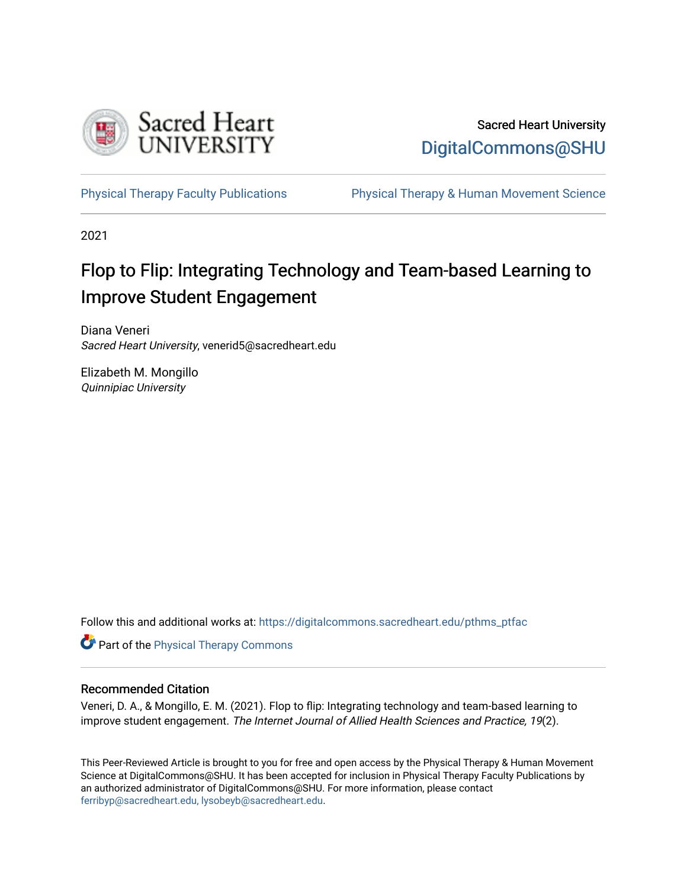Sacred Heart University

DigitalCommons@SHU

Physical Therapy Faculty Publications

Physical Therapy & Human Movement Science

2021

# Flop to Flip: Integrating Technology and Team-based Learning to Improve Student Engagement

Diana Veneri
*Sacred Heart University*, venerid5@sacredheart.edu

Elizabeth M. Mongillo
*Quinnipiac University*

Follow this and additional works at: https://digitalcommons.sacredheart.edu/pthms_ptfac

Part of the Physical Therapy Commons

## Recommended Citation

Veneri, D. A., & Mongillo, E. M. (2021). Flop to flip: Integrating technology and team-based learning to improve student engagement. *The Internet Journal of Allied Health Sciences and Practice, 19*(2).

This Peer-Reviewed Article is brought to you for free and open access by the Physical Therapy & Human Movement Science at DigitalCommons@SHU. It has been accepted for inclusion in Physical Therapy Faculty Publications by an authorized administrator of DigitalCommons@SHU. For more information, please contact ferribyp@sacredheart.edu, lysobeyb@sacredheart.edu.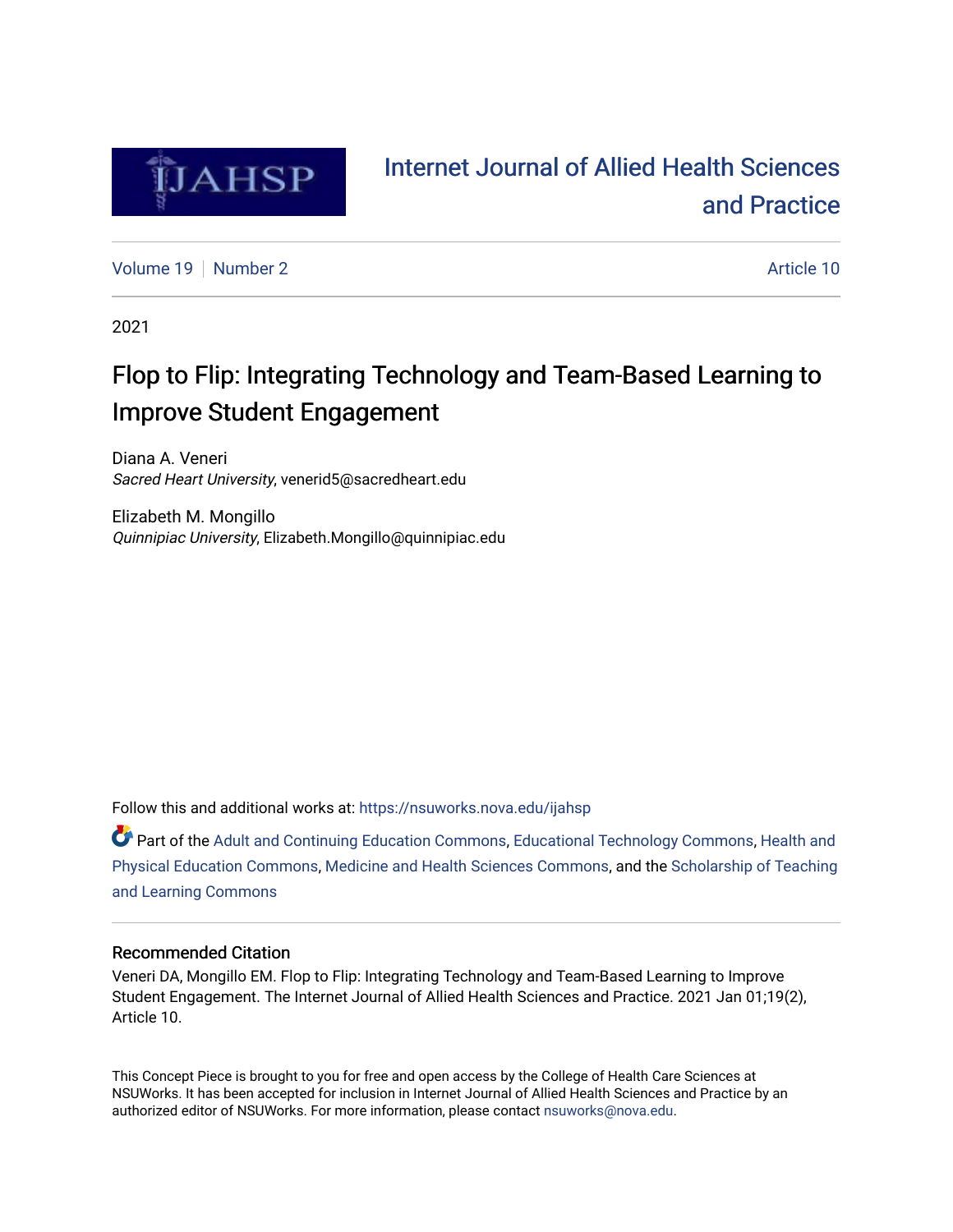# Internet Journal of Allied Health Sciences and Practice

Volume 19 | Number 2 | Article 10

2021

# Flop to Flip: Integrating Technology and Team-Based Learning to Improve Student Engagement

Diana A. Veneri
*Sacred Heart University*, venerid5@sacredheart.edu

Elizabeth M. Mongillo
*Quinnipiac University*, Elizabeth.Mongillo@quinnipiac.edu

Follow this and additional works at: https://nsuworks.nova.edu/ijahsp

Part of the Adult and Continuing Education Commons, Educational Technology Commons, Health and Physical Education Commons, Medicine and Health Sciences Commons, and the Scholarship of Teaching and Learning Commons

## Recommended Citation

Veneri DA, Mongillo EM. Flop to Flip: Integrating Technology and Team-Based Learning to Improve Student Engagement. The Internet Journal of Allied Health Sciences and Practice. 2021 Jan 01;19(2), Article 10.

This Concept Piece is brought to you for free and open access by the College of Health Care Sciences at NSUWorks. It has been accepted for inclusion in Internet Journal of Allied Health Sciences and Practice by an authorized editor of NSUWorks. For more information, please contact nsuworks@nova.edu.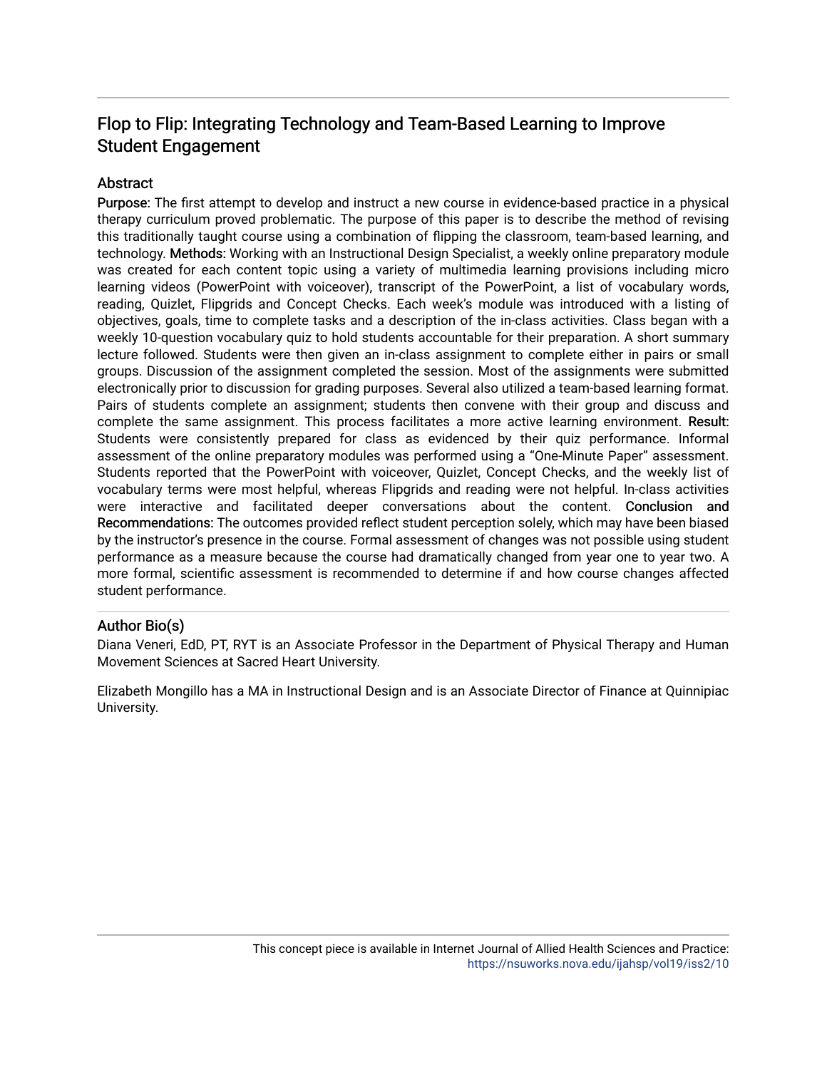## Flop to Flip: Integrating Technology and Team-Based Learning to Improve Student Engagement

### Abstract

**Purpose:** The first attempt to develop and instruct a new course in evidence-based practice in a physical therapy curriculum proved problematic. The purpose of this paper is to describe the method of revising this traditionally taught course using a combination of flipping the classroom, team-based learning, and technology. **Methods:** Working with an Instructional Design Specialist, a weekly online preparatory module was created for each content topic using a variety of multimedia learning provisions including micro learning videos (PowerPoint with voiceover), transcript of the PowerPoint, a list of vocabulary words, reading, Quizlet, Flipgrids and Concept Checks. Each week's module was introduced with a listing of objectives, goals, time to complete tasks and a description of the in-class activities. Class began with a weekly 10-question vocabulary quiz to hold students accountable for their preparation. A short summary lecture followed. Students were then given an in-class assignment to complete either in pairs or small groups. Discussion of the assignment completed the session. Most of the assignments were submitted electronically prior to discussion for grading purposes. Several also utilized a team-based learning format. Pairs of students complete an assignment; students then convene with their group and discuss and complete the same assignment. This process facilitates a more active learning environment. **Result:** Students were consistently prepared for class as evidenced by their quiz performance. Informal assessment of the online preparatory modules was performed using a "One-Minute Paper" assessment. Students reported that the PowerPoint with voiceover, Quizlet, Concept Checks, and the weekly list of vocabulary terms were most helpful, whereas Flipgrids and reading were not helpful. In-class activities were interactive and facilitated deeper conversations about the content. **Conclusion and Recommendations:** The outcomes provided reflect student perception solely, which may have been biased by the instructor's presence in the course. Formal assessment of changes was not possible using student performance as a measure because the course had dramatically changed from year one to year two. A more formal, scientific assessment is recommended to determine if and how course changes affected student performance.

### Author Bio(s)

Diana Veneri, EdD, PT, RYT is an Associate Professor in the Department of Physical Therapy and Human Movement Sciences at Sacred Heart University.

Elizabeth Mongillo has a MA in Instructional Design and is an Associate Director of Finance at Quinnipiac University.

This concept piece is available in Internet Journal of Allied Health Sciences and Practice: https://nsuworks.nova.edu/ijahsp/vol19/iss2/10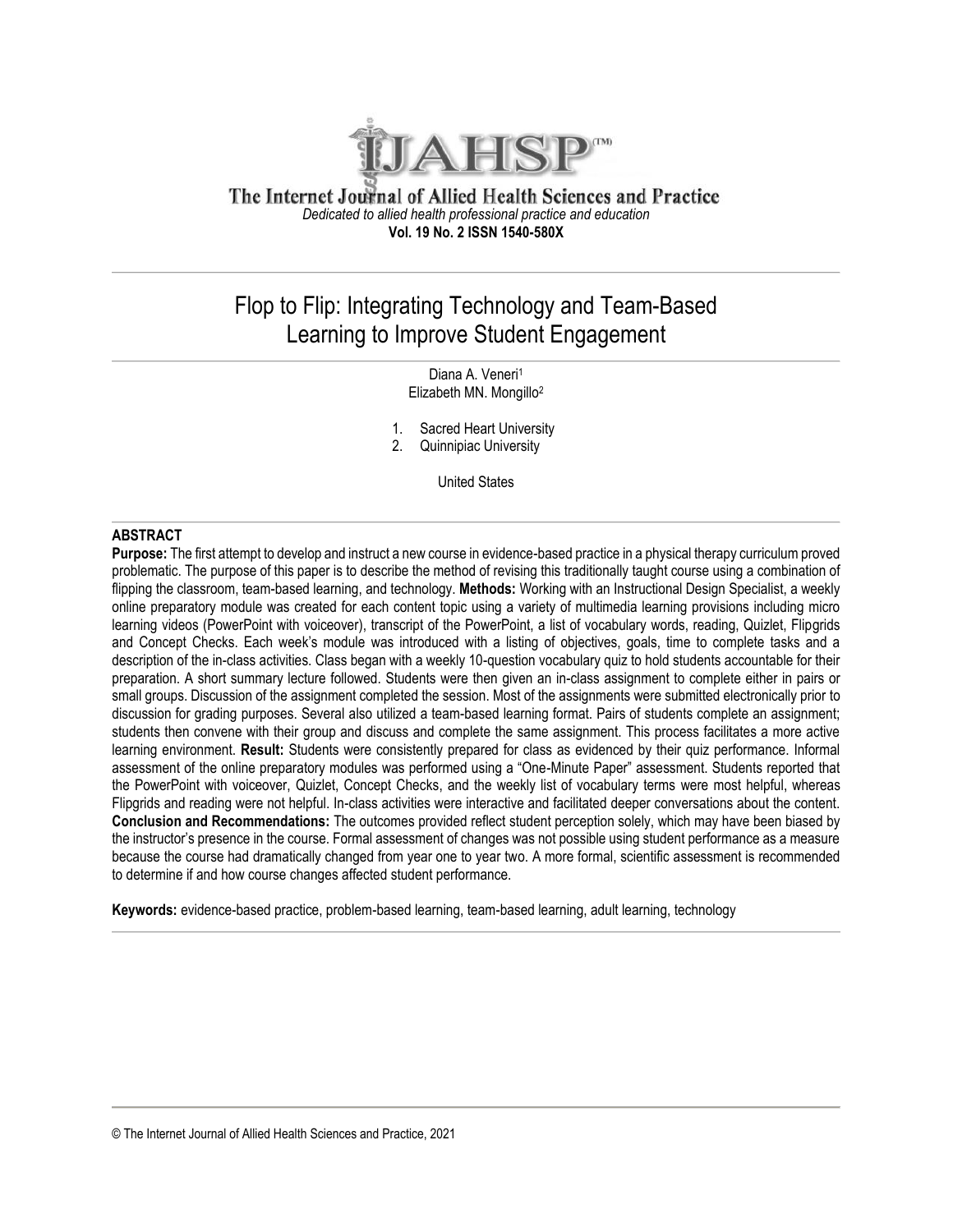The Internet Journal of Allied Health Sciences and Practice

*Dedicated to allied health professional practice and education*

**Vol. 19 No. 2 ISSN 1540-580X**

# Flop to Flip: Integrating Technology and Team-Based Learning to Improve Student Engagement

Diana A. Veneri[1]
Elizabeth MN. Mongillo[2]

1. Sacred Heart University
2. Quinnipiac University

United States

## ABSTRACT

**Purpose:** The first attempt to develop and instruct a new course in evidence-based practice in a physical therapy curriculum proved problematic. The purpose of this paper is to describe the method of revising this traditionally taught course using a combination of flipping the classroom, team-based learning, and technology. **Methods:** Working with an Instructional Design Specialist, a weekly online preparatory module was created for each content topic using a variety of multimedia learning provisions including micro learning videos (PowerPoint with voiceover), transcript of the PowerPoint, a list of vocabulary words, reading, Quizlet, Flipgrids and Concept Checks. Each week's module was introduced with a listing of objectives, goals, time to complete tasks and a description of the in-class activities. Class began with a weekly 10-question vocabulary quiz to hold students accountable for their preparation. A short summary lecture followed. Students were then given an in-class assignment to complete either in pairs or small groups. Discussion of the assignment completed the session. Most of the assignments were submitted electronically prior to discussion for grading purposes. Several also utilized a team-based learning format. Pairs of students complete an assignment; students then convene with their group and discuss and complete the same assignment. This process facilitates a more active learning environment. **Result:** Students were consistently prepared for class as evidenced by their quiz performance. Informal assessment of the online preparatory modules was performed using a "One-Minute Paper" assessment. Students reported that the PowerPoint with voiceover, Quizlet, Concept Checks, and the weekly list of vocabulary terms were most helpful, whereas Flipgrids and reading were not helpful. In-class activities were interactive and facilitated deeper conversations about the content. **Conclusion and Recommendations:** The outcomes provided reflect student perception solely, which may have been biased by the instructor's presence in the course. Formal assessment of changes was not possible using student performance as a measure because the course had dramatically changed from year one to year two. A more formal, scientific assessment is recommended to determine if and how course changes affected student performance.

**Keywords:** evidence-based practice, problem-based learning, team-based learning, adult learning, technology

© The Internet Journal of Allied Health Sciences and Practice, 2021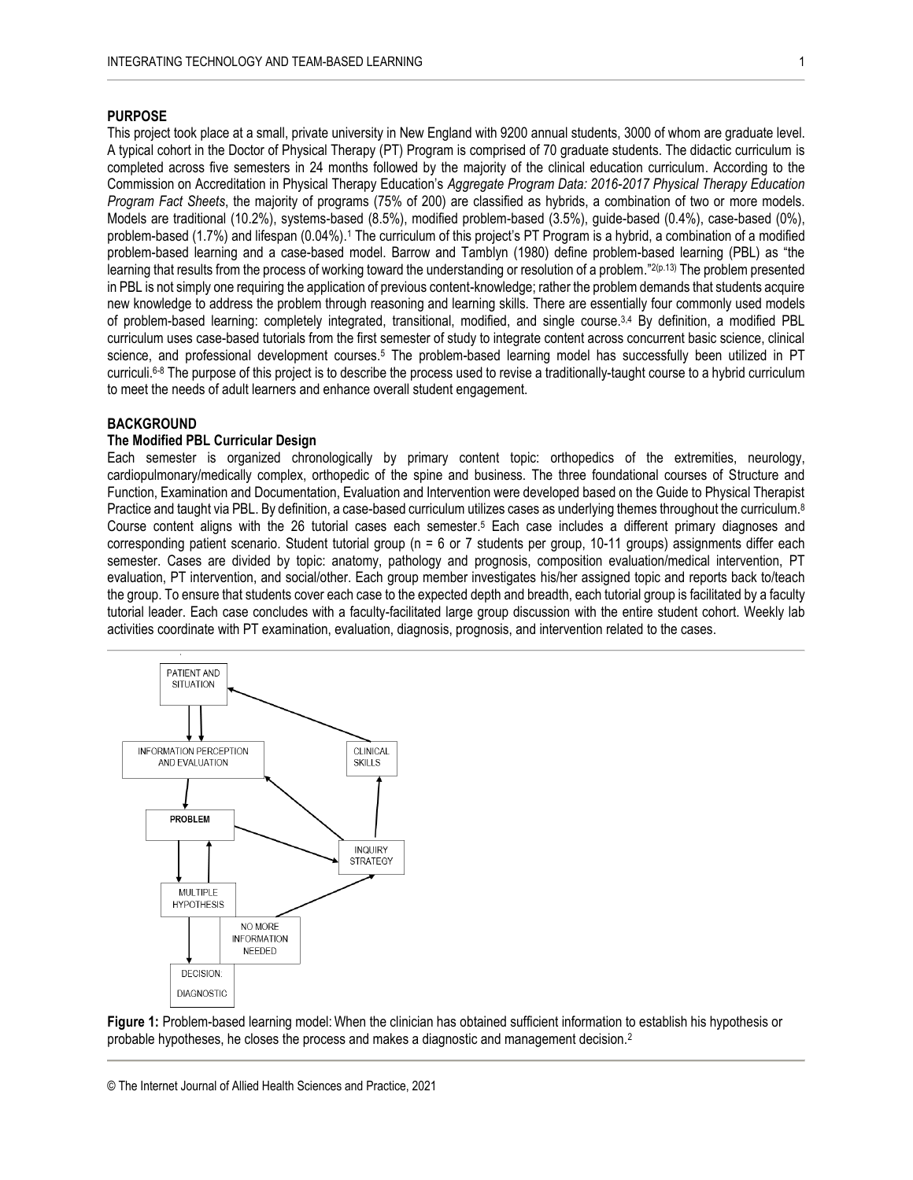## PURPOSE

This project took place at a small, private university in New England with 9200 annual students, 3000 of whom are graduate level. A typical cohort in the Doctor of Physical Therapy (PT) Program is comprised of 70 graduate students. The didactic curriculum is completed across five semesters in 24 months followed by the majority of the clinical education curriculum. According to the Commission on Accreditation in Physical Therapy Education's *Aggregate Program Data: 2016-2017 Physical Therapy Education Program Fact Sheets*, the majority of programs (75% of 200) are classified as hybrids, a combination of two or more models. Models are traditional (10.2%), systems-based (8.5%), modified problem-based (3.5%), guide-based (0.4%), case-based (0%), problem-based (1.7%) and lifespan (0.04%).[1] The curriculum of this project's PT Program is a hybrid, a combination of a modified problem-based learning and a case-based model. Barrow and Tamblyn (1980) define problem-based learning (PBL) as "the learning that results from the process of working toward the understanding or resolution of a problem."[2(p.13)] The problem presented in PBL is not simply one requiring the application of previous content-knowledge; rather the problem demands that students acquire new knowledge to address the problem through reasoning and learning skills. There are essentially four commonly used models of problem-based learning: completely integrated, transitional, modified, and single course.[3,4] By definition, a modified PBL curriculum uses case-based tutorials from the first semester of study to integrate content across concurrent basic science, clinical science, and professional development courses.[5] The problem-based learning model has successfully been utilized in PT curriculi.[6-8] The purpose of this project is to describe the process used to revise a traditionally-taught course to a hybrid curriculum to meet the needs of adult learners and enhance overall student engagement.

## BACKGROUND

### The Modified PBL Curricular Design

Each semester is organized chronologically by primary content topic: orthopedics of the extremities, neurology, cardiopulmonary/medically complex, orthopedic of the spine and business. The three foundational courses of Structure and Function, Examination and Documentation, Evaluation and Intervention were developed based on the Guide to Physical Therapist Practice and taught via PBL. By definition, a case-based curriculum utilizes cases as underlying themes throughout the curriculum.[8] Course content aligns with the 26 tutorial cases each semester.[5] Each case includes a different primary diagnoses and corresponding patient scenario. Student tutorial group (n = 6 or 7 students per group, 10-11 groups) assignments differ each semester. Cases are divided by topic: anatomy, pathology and prognosis, composition evaluation/medical intervention, PT evaluation, PT intervention, and social/other. Each group member investigates his/her assigned topic and reports back to/teach the group. To ensure that students cover each case to the expected depth and breadth, each tutorial group is facilitated by a faculty tutorial leader. Each case concludes with a faculty-facilitated large group discussion with the entire student cohort. Weekly lab activities coordinate with PT examination, evaluation, diagnosis, prognosis, and intervention related to the cases.

PATIENT AND SITUATION

INFORMATION PERCEPTION AND EVALUATION

CLINICAL SKILLS

PROBLEM

INQUIRY STRATEGY

MULTIPLE HYPOTHESIS

NO MORE INFORMATION NEEDED

DECISION: DIAGNOSTIC

**Figure 1:** Problem-based learning model: When the clinician has obtained sufficient information to establish his hypothesis or probable hypotheses, he closes the process and makes a diagnostic and management decision.[2]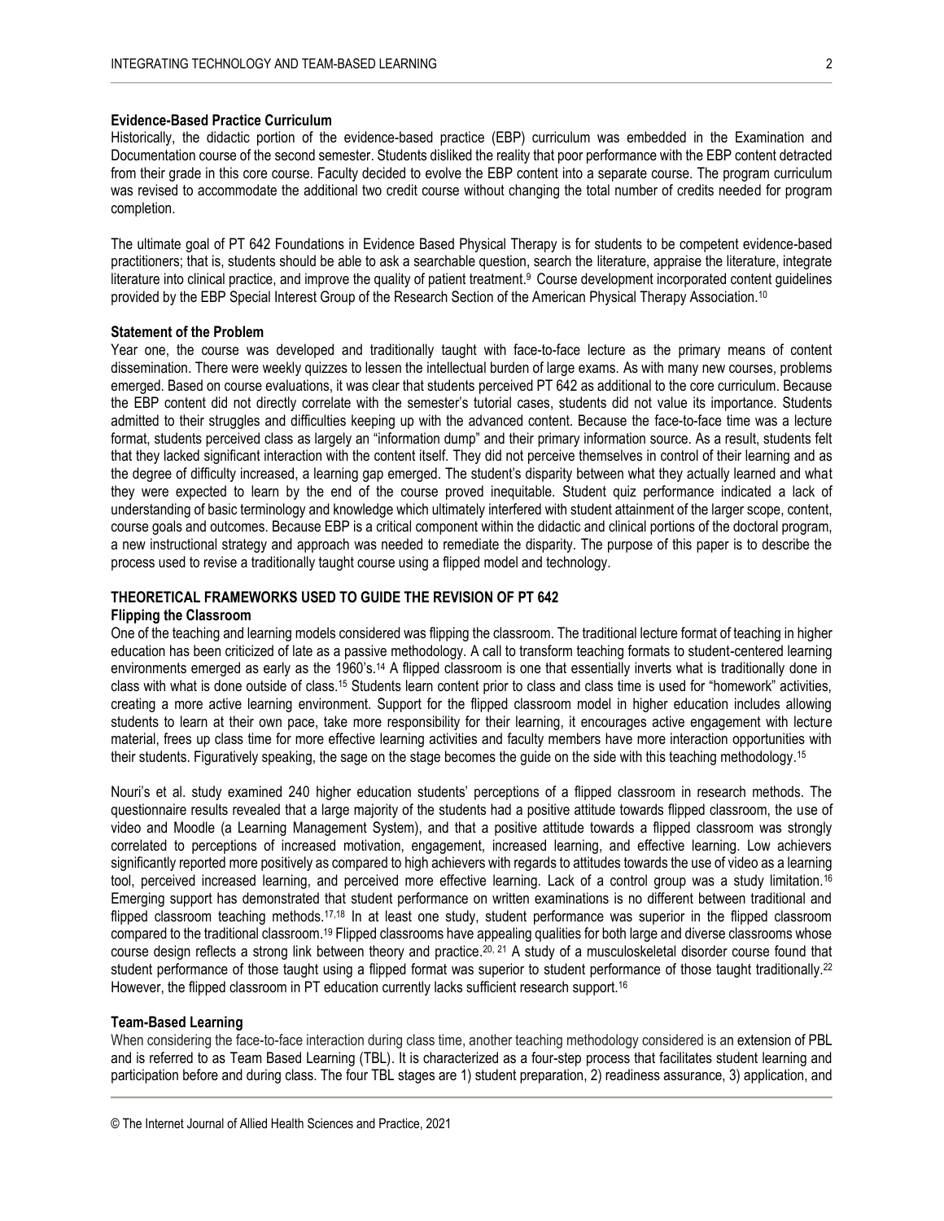### Evidence-Based Practice Curriculum

Historically, the didactic portion of the evidence-based practice (EBP) curriculum was embedded in the Examination and Documentation course of the second semester. Students disliked the reality that poor performance with the EBP content detracted from their grade in this core course. Faculty decided to evolve the EBP content into a separate course. The program curriculum was revised to accommodate the additional two credit course without changing the total number of credits needed for program completion.

The ultimate goal of PT 642 Foundations in Evidence Based Physical Therapy is for students to be competent evidence-based practitioners; that is, students should be able to ask a searchable question, search the literature, appraise the literature, integrate literature into clinical practice, and improve the quality of patient treatment.[9] Course development incorporated content guidelines provided by the EBP Special Interest Group of the Research Section of the American Physical Therapy Association.[10]

### Statement of the Problem

Year one, the course was developed and traditionally taught with face-to-face lecture as the primary means of content dissemination. There were weekly quizzes to lessen the intellectual burden of large exams. As with many new courses, problems emerged. Based on course evaluations, it was clear that students perceived PT 642 as additional to the core curriculum. Because the EBP content did not directly correlate with the semester's tutorial cases, students did not value its importance. Students admitted to their struggles and difficulties keeping up with the advanced content. Because the face-to-face time was a lecture format, students perceived class as largely an "information dump" and their primary information source. As a result, students felt that they lacked significant interaction with the content itself. They did not perceive themselves in control of their learning and as the degree of difficulty increased, a learning gap emerged. The student's disparity between what they actually learned and what they were expected to learn by the end of the course proved inequitable. Student quiz performance indicated a lack of understanding of basic terminology and knowledge which ultimately interfered with student attainment of the larger scope, content, course goals and outcomes. Because EBP is a critical component within the didactic and clinical portions of the doctoral program, a new instructional strategy and approach was needed to remediate the disparity. The purpose of this paper is to describe the process used to revise a traditionally taught course using a flipped model and technology.

## THEORETICAL FRAMEWORKS USED TO GUIDE THE REVISION OF PT 642

### Flipping the Classroom

One of the teaching and learning models considered was flipping the classroom. The traditional lecture format of teaching in higher education has been criticized of late as a passive methodology. A call to transform teaching formats to student-centered learning environments emerged as early as the 1960's.[14] A flipped classroom is one that essentially inverts what is traditionally done in class with what is done outside of class.[15] Students learn content prior to class and class time is used for "homework" activities, creating a more active learning environment. Support for the flipped classroom model in higher education includes allowing students to learn at their own pace, take more responsibility for their learning, it encourages active engagement with lecture material, frees up class time for more effective learning activities and faculty members have more interaction opportunities with their students. Figuratively speaking, the sage on the stage becomes the guide on the side with this teaching methodology.[15]

Nouri's et al. study examined 240 higher education students' perceptions of a flipped classroom in research methods. The questionnaire results revealed that a large majority of the students had a positive attitude towards flipped classroom, the use of video and Moodle (a Learning Management System), and that a positive attitude towards a flipped classroom was strongly correlated to perceptions of increased motivation, engagement, increased learning, and effective learning. Low achievers significantly reported more positively as compared to high achievers with regards to attitudes towards the use of video as a learning tool, perceived increased learning, and perceived more effective learning. Lack of a control group was a study limitation.[16] Emerging support has demonstrated that student performance on written examinations is no different between traditional and flipped classroom teaching methods.[17,18] In at least one study, student performance was superior in the flipped classroom compared to the traditional classroom.[19] Flipped classrooms have appealing qualities for both large and diverse classrooms whose course design reflects a strong link between theory and practice.[20, 21] A study of a musculoskeletal disorder course found that student performance of those taught using a flipped format was superior to student performance of those taught traditionally.[22] However, the flipped classroom in PT education currently lacks sufficient research support.[16]

### Team-Based Learning

When considering the face-to-face interaction during class time, another teaching methodology considered is an extension of PBL and is referred to as Team Based Learning (TBL). It is characterized as a four-step process that facilitates student learning and participation before and during class. The four TBL stages are 1) student preparation, 2) readiness assurance, 3) application, and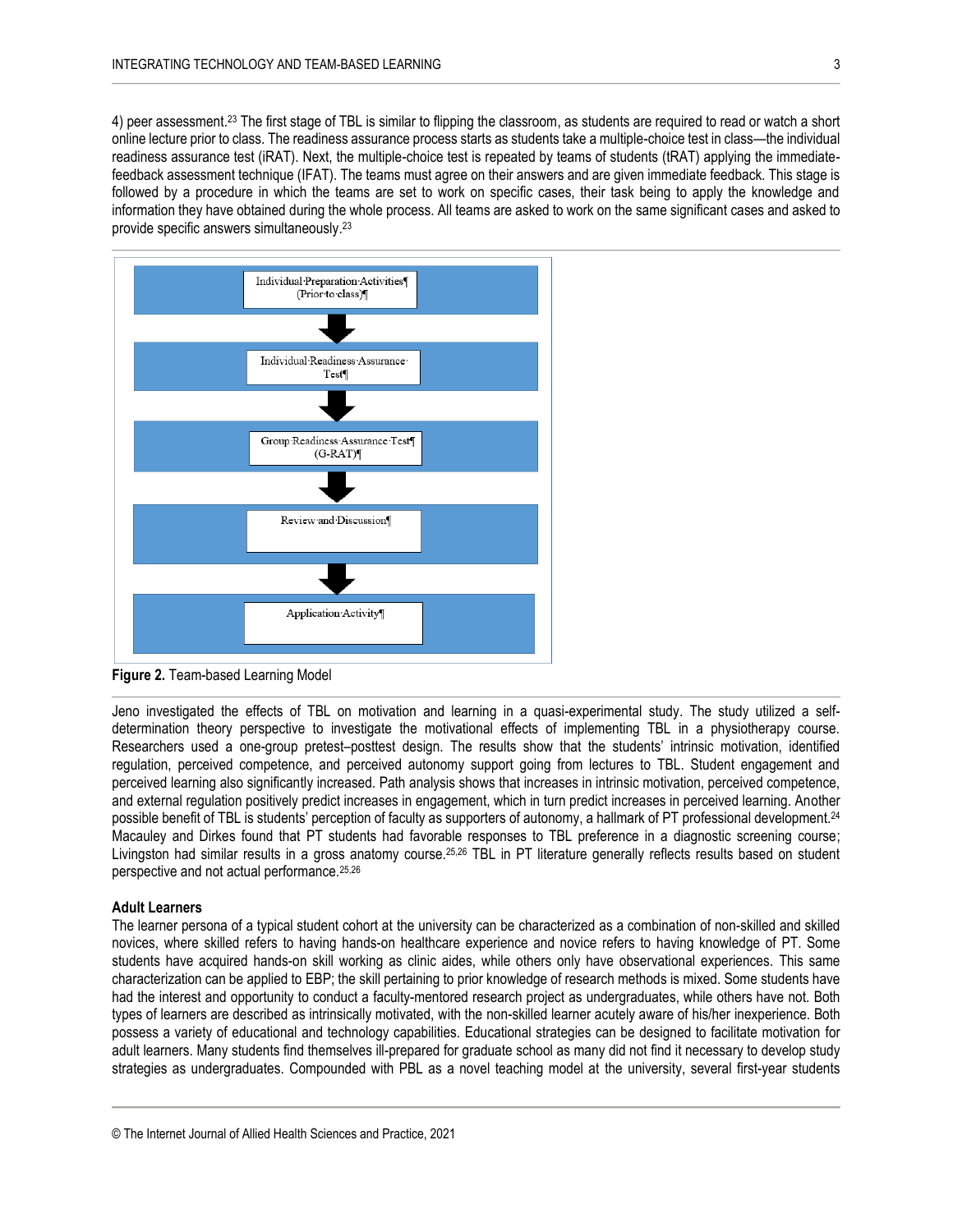4) peer assessment.[23] The first stage of TBL is similar to flipping the classroom, as students are required to read or watch a short online lecture prior to class. The readiness assurance process starts as students take a multiple-choice test in class—the individual readiness assurance test (iRAT). Next, the multiple-choice test is repeated by teams of students (tRAT) applying the immediate-feedback assessment technique (IFAT). The teams must agree on their answers and are given immediate feedback. This stage is followed by a procedure in which the teams are set to work on specific cases, their task being to apply the knowledge and information they have obtained during the whole process. All teams are asked to work on the same significant cases and asked to provide specific answers simultaneously.[23]

Individual Preparation Activities (Prior to class)

Individual Readiness Assurance Test

Group Readiness Assurance Test (G-RAT)

Review and Discussion

Application Activity

**Figure 2.** Team-based Learning Model

Jeno investigated the effects of TBL on motivation and learning in a quasi-experimental study. The study utilized a self-determination theory perspective to investigate the motivational effects of implementing TBL in a physiotherapy course. Researchers used a one-group pretest–posttest design. The results show that the students' intrinsic motivation, identified regulation, perceived competence, and perceived autonomy support going from lectures to TBL. Student engagement and perceived learning also significantly increased. Path analysis shows that increases in intrinsic motivation, perceived competence, and external regulation positively predict increases in engagement, which in turn predict increases in perceived learning. Another possible benefit of TBL is students' perception of faculty as supporters of autonomy, a hallmark of PT professional development.[24] Macauley and Dirkes found that PT students had favorable responses to TBL preference in a diagnostic screening course; Livingston had similar results in a gross anatomy course.[25,26] TBL in PT literature generally reflects results based on student perspective and not actual performance.[25,26]

**Adult Learners**

The learner persona of a typical student cohort at the university can be characterized as a combination of non-skilled and skilled novices, where skilled refers to having hands-on healthcare experience and novice refers to having knowledge of PT. Some students have acquired hands-on skill working as clinic aides, while others only have observational experiences. This same characterization can be applied to EBP; the skill pertaining to prior knowledge of research methods is mixed. Some students have had the interest and opportunity to conduct a faculty-mentored research project as undergraduates, while others have not. Both types of learners are described as intrinsically motivated, with the non-skilled learner acutely aware of his/her inexperience. Both possess a variety of educational and technology capabilities. Educational strategies can be designed to facilitate motivation for adult learners. Many students find themselves ill-prepared for graduate school as many did not find it necessary to develop study strategies as undergraduates. Compounded with PBL as a novel teaching model at the university, several first-year students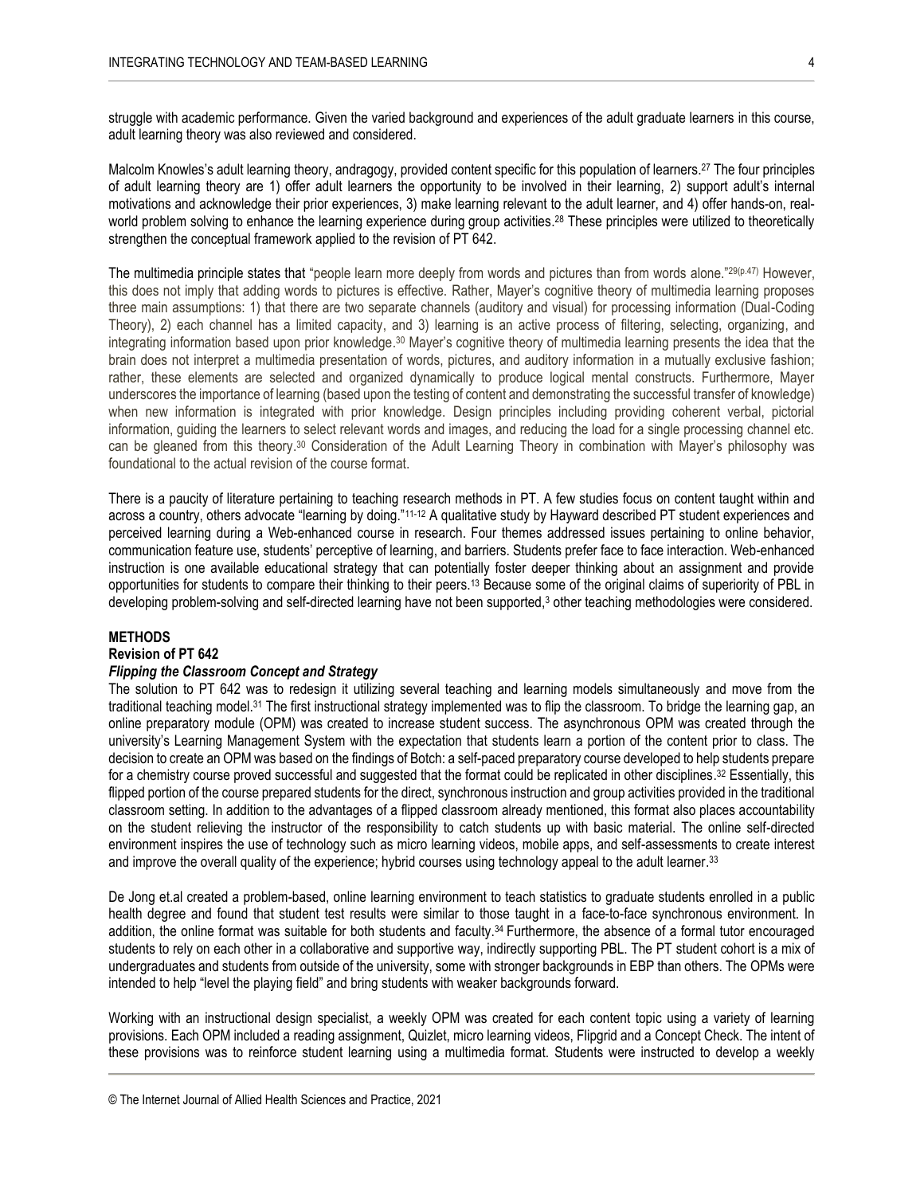struggle with academic performance. Given the varied background and experiences of the adult graduate learners in this course, adult learning theory was also reviewed and considered.

Malcolm Knowles's adult learning theory, andragogy, provided content specific for this population of learners.[27] The four principles of adult learning theory are 1) offer adult learners the opportunity to be involved in their learning, 2) support adult's internal motivations and acknowledge their prior experiences, 3) make learning relevant to the adult learner, and 4) offer hands-on, real-world problem solving to enhance the learning experience during group activities.[28] These principles were utilized to theoretically strengthen the conceptual framework applied to the revision of PT 642.

The multimedia principle states that "people learn more deeply from words and pictures than from words alone."[29(p.47)] However, this does not imply that adding words to pictures is effective. Rather, Mayer's cognitive theory of multimedia learning proposes three main assumptions: 1) that there are two separate channels (auditory and visual) for processing information (Dual-Coding Theory), 2) each channel has a limited capacity, and 3) learning is an active process of filtering, selecting, organizing, and integrating information based upon prior knowledge.[30] Mayer's cognitive theory of multimedia learning presents the idea that the brain does not interpret a multimedia presentation of words, pictures, and auditory information in a mutually exclusive fashion; rather, these elements are selected and organized dynamically to produce logical mental constructs. Furthermore, Mayer underscores the importance of learning (based upon the testing of content and demonstrating the successful transfer of knowledge) when new information is integrated with prior knowledge. Design principles including providing coherent verbal, pictorial information, guiding the learners to select relevant words and images, and reducing the load for a single processing channel etc. can be gleaned from this theory.[30] Consideration of the Adult Learning Theory in combination with Mayer's philosophy was foundational to the actual revision of the course format.

There is a paucity of literature pertaining to teaching research methods in PT. A few studies focus on content taught within and across a country, others advocate "learning by doing."[11-12] A qualitative study by Hayward described PT student experiences and perceived learning during a Web-enhanced course in research. Four themes addressed issues pertaining to online behavior, communication feature use, students' perceptive of learning, and barriers. Students prefer face to face interaction. Web-enhanced instruction is one available educational strategy that can potentially foster deeper thinking about an assignment and provide opportunities for students to compare their thinking to their peers.[13] Because some of the original claims of superiority of PBL in developing problem-solving and self-directed learning have not been supported,[3] other teaching methodologies were considered.

## METHODS

### Revision of PT 642

#### *Flipping the Classroom Concept and Strategy*

The solution to PT 642 was to redesign it utilizing several teaching and learning models simultaneously and move from the traditional teaching model.[31] The first instructional strategy implemented was to flip the classroom. To bridge the learning gap, an online preparatory module (OPM) was created to increase student success. The asynchronous OPM was created through the university's Learning Management System with the expectation that students learn a portion of the content prior to class. The decision to create an OPM was based on the findings of Botch: a self-paced preparatory course developed to help students prepare for a chemistry course proved successful and suggested that the format could be replicated in other disciplines.[32] Essentially, this flipped portion of the course prepared students for the direct, synchronous instruction and group activities provided in the traditional classroom setting. In addition to the advantages of a flipped classroom already mentioned, this format also places accountability on the student relieving the instructor of the responsibility to catch students up with basic material. The online self-directed environment inspires the use of technology such as micro learning videos, mobile apps, and self-assessments to create interest and improve the overall quality of the experience; hybrid courses using technology appeal to the adult learner.[33]

De Jong et.al created a problem-based, online learning environment to teach statistics to graduate students enrolled in a public health degree and found that student test results were similar to those taught in a face-to-face synchronous environment. In addition, the online format was suitable for both students and faculty.[34] Furthermore, the absence of a formal tutor encouraged students to rely on each other in a collaborative and supportive way, indirectly supporting PBL. The PT student cohort is a mix of undergraduates and students from outside of the university, some with stronger backgrounds in EBP than others. The OPMs were intended to help "level the playing field" and bring students with weaker backgrounds forward.

Working with an instructional design specialist, a weekly OPM was created for each content topic using a variety of learning provisions. Each OPM included a reading assignment, Quizlet, micro learning videos, Flipgrid and a Concept Check. The intent of these provisions was to reinforce student learning using a multimedia format. Students were instructed to develop a weekly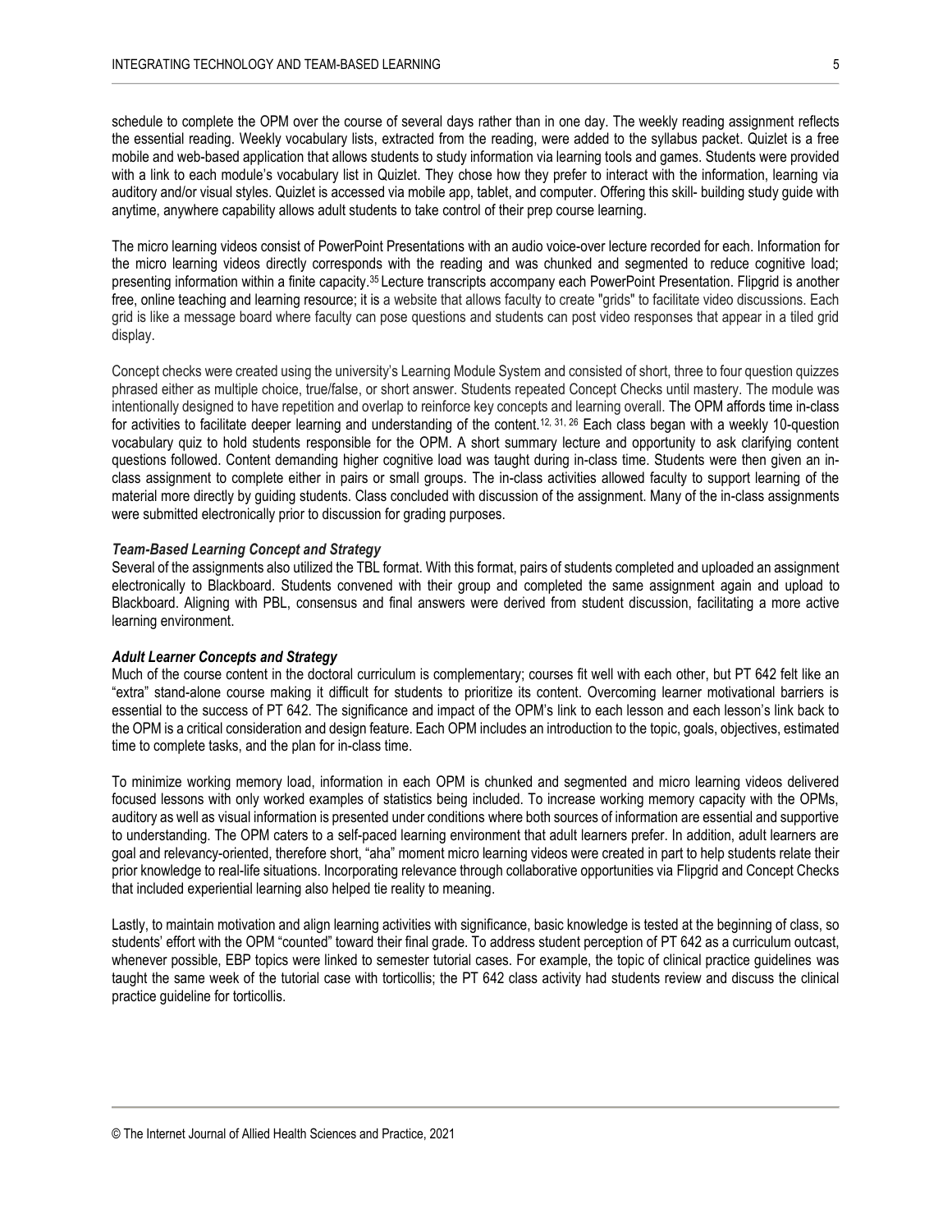schedule to complete the OPM over the course of several days rather than in one day. The weekly reading assignment reflects the essential reading. Weekly vocabulary lists, extracted from the reading, were added to the syllabus packet. Quizlet is a free mobile and web-based application that allows students to study information via learning tools and games. Students were provided with a link to each module's vocabulary list in Quizlet. They chose how they prefer to interact with the information, learning via auditory and/or visual styles. Quizlet is accessed via mobile app, tablet, and computer. Offering this skill- building study guide with anytime, anywhere capability allows adult students to take control of their prep course learning.

The micro learning videos consist of PowerPoint Presentations with an audio voice-over lecture recorded for each. Information for the micro learning videos directly corresponds with the reading and was chunked and segmented to reduce cognitive load; presenting information within a finite capacity.[35] Lecture transcripts accompany each PowerPoint Presentation. Flipgrid is another free, online teaching and learning resource; it is a website that allows faculty to create "grids" to facilitate video discussions. Each grid is like a message board where faculty can pose questions and students can post video responses that appear in a tiled grid display.

Concept checks were created using the university's Learning Module System and consisted of short, three to four question quizzes phrased either as multiple choice, true/false, or short answer. Students repeated Concept Checks until mastery. The module was intentionally designed to have repetition and overlap to reinforce key concepts and learning overall. The OPM affords time in-class for activities to facilitate deeper learning and understanding of the content.[12, 31, 26] Each class began with a weekly 10-question vocabulary quiz to hold students responsible for the OPM. A short summary lecture and opportunity to ask clarifying content questions followed. Content demanding higher cognitive load was taught during in-class time. Students were then given an in-class assignment to complete either in pairs or small groups. The in-class activities allowed faculty to support learning of the material more directly by guiding students. Class concluded with discussion of the assignment. Many of the in-class assignments were submitted electronically prior to discussion for grading purposes.

#### *Team-Based Learning Concept and Strategy*

Several of the assignments also utilized the TBL format. With this format, pairs of students completed and uploaded an assignment electronically to Blackboard. Students convened with their group and completed the same assignment again and upload to Blackboard. Aligning with PBL, consensus and final answers were derived from student discussion, facilitating a more active learning environment.

#### *Adult Learner Concepts and Strategy*

Much of the course content in the doctoral curriculum is complementary; courses fit well with each other, but PT 642 felt like an "extra" stand-alone course making it difficult for students to prioritize its content. Overcoming learner motivational barriers is essential to the success of PT 642. The significance and impact of the OPM's link to each lesson and each lesson's link back to the OPM is a critical consideration and design feature. Each OPM includes an introduction to the topic, goals, objectives, estimated time to complete tasks, and the plan for in-class time.

To minimize working memory load, information in each OPM is chunked and segmented and micro learning videos delivered focused lessons with only worked examples of statistics being included. To increase working memory capacity with the OPMs, auditory as well as visual information is presented under conditions where both sources of information are essential and supportive to understanding. The OPM caters to a self-paced learning environment that adult learners prefer. In addition, adult learners are goal and relevancy-oriented, therefore short, "aha" moment micro learning videos were created in part to help students relate their prior knowledge to real-life situations. Incorporating relevance through collaborative opportunities via Flipgrid and Concept Checks that included experiential learning also helped tie reality to meaning.

Lastly, to maintain motivation and align learning activities with significance, basic knowledge is tested at the beginning of class, so students' effort with the OPM "counted" toward their final grade. To address student perception of PT 642 as a curriculum outcast, whenever possible, EBP topics were linked to semester tutorial cases. For example, the topic of clinical practice guidelines was taught the same week of the tutorial case with torticollis; the PT 642 class activity had students review and discuss the clinical practice guideline for torticollis.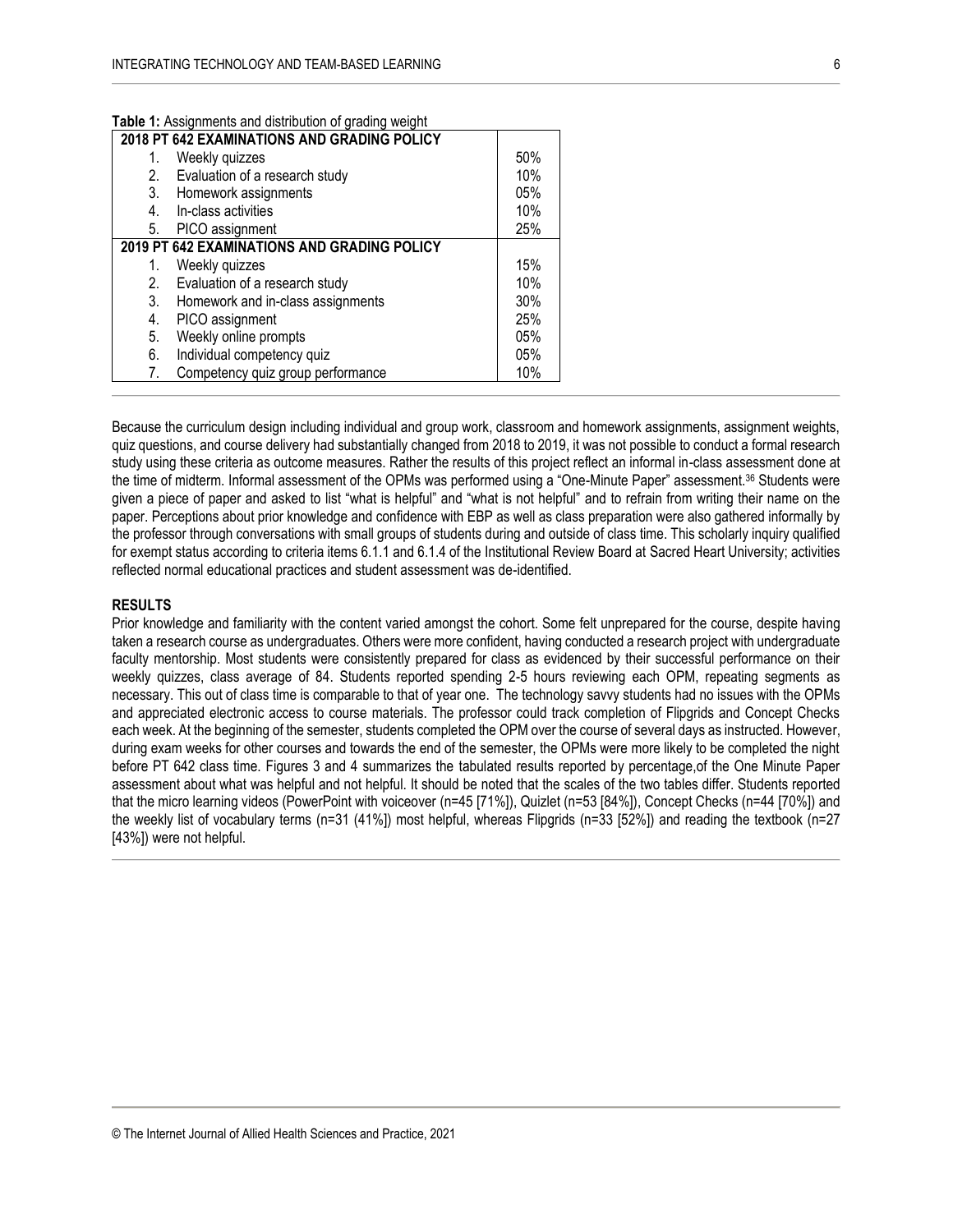**Table 1:** Assignments and distribution of grading weight

| **2018 PT 642 EXAMINATIONS AND GRADING POLICY** | |
|---|---|
| 1. Weekly quizzes | 50% |
| 2. Evaluation of a research study | 10% |
| 3. Homework assignments | 05% |
| 4. In-class activities | 10% |
| 5. PICO assignment | 25% |
| **2019 PT 642 EXAMINATIONS AND GRADING POLICY** | |
| 1. Weekly quizzes | 15% |
| 2. Evaluation of a research study | 10% |
| 3. Homework and in-class assignments | 30% |
| 4. PICO assignment | 25% |
| 5. Weekly online prompts | 05% |
| 6. Individual competency quiz | 05% |
| 7. Competency quiz group performance | 10% |

Because the curriculum design including individual and group work, classroom and homework assignments, assignment weights, quiz questions, and course delivery had substantially changed from 2018 to 2019, it was not possible to conduct a formal research study using these criteria as outcome measures. Rather the results of this project reflect an informal in-class assessment done at the time of midterm. Informal assessment of the OPMs was performed using a "One-Minute Paper" assessment.[36] Students were given a piece of paper and asked to list "what is helpful" and "what is not helpful" and to refrain from writing their name on the paper. Perceptions about prior knowledge and confidence with EBP as well as class preparation were also gathered informally by the professor through conversations with small groups of students during and outside of class time. This scholarly inquiry qualified for exempt status according to criteria items 6.1.1 and 6.1.4 of the Institutional Review Board at Sacred Heart University; activities reflected normal educational practices and student assessment was de-identified.

## RESULTS

Prior knowledge and familiarity with the content varied amongst the cohort. Some felt unprepared for the course, despite having taken a research course as undergraduates. Others were more confident, having conducted a research project with undergraduate faculty mentorship. Most students were consistently prepared for class as evidenced by their successful performance on their weekly quizzes, class average of 84. Students reported spending 2-5 hours reviewing each OPM, repeating segments as necessary. This out of class time is comparable to that of year one. The technology savvy students had no issues with the OPMs and appreciated electronic access to course materials. The professor could track completion of Flipgrids and Concept Checks each week. At the beginning of the semester, students completed the OPM over the course of several days as instructed. However, during exam weeks for other courses and towards the end of the semester, the OPMs were more likely to be completed the night before PT 642 class time. Figures 3 and 4 summarizes the tabulated results reported by percentage,of the One Minute Paper assessment about what was helpful and not helpful. It should be noted that the scales of the two tables differ. Students reported that the micro learning videos (PowerPoint with voiceover (n=45 [71%]), Quizlet (n=53 [84%]), Concept Checks (n=44 [70%]) and the weekly list of vocabulary terms (n=31 (41%]) most helpful, whereas Flipgrids (n=33 [52%]) and reading the textbook (n=27 [43%]) were not helpful.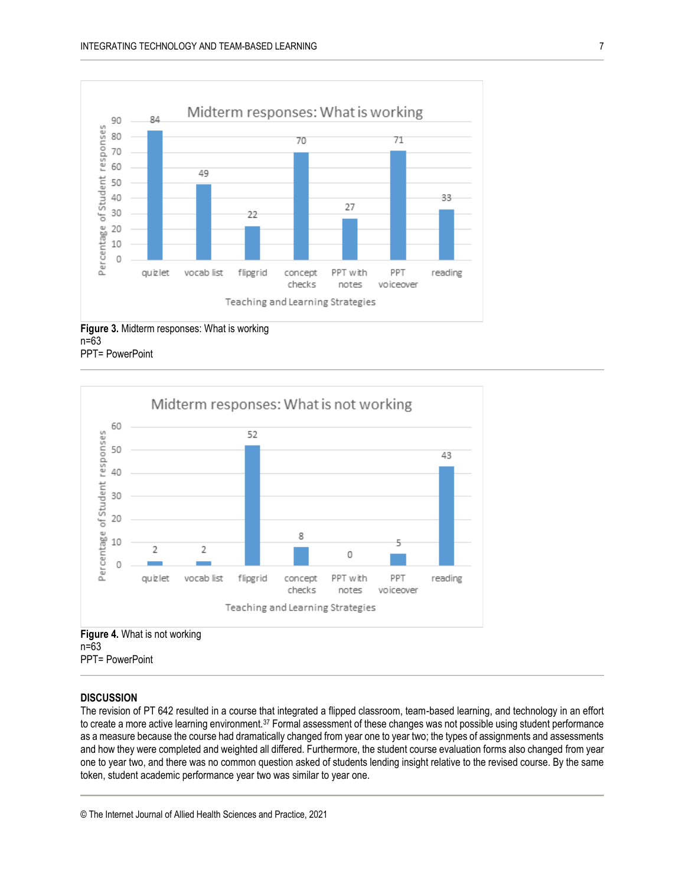**Figure 3.** Midterm responses: What is working
n=63
PPT= PowerPoint

**Figure 4.** What is not working
n=63
PPT= PowerPoint

## DISCUSSION

The revision of PT 642 resulted in a course that integrated a flipped classroom, team-based learning, and technology in an effort to create a more active learning environment.[37] Formal assessment of these changes was not possible using student performance as a measure because the course had dramatically changed from year one to year two; the types of assignments and assessments and how they were completed and weighted all differed. Furthermore, the student course evaluation forms also changed from year one to year two, and there was no common question asked of students lending insight relative to the revised course. By the same token, student academic performance year two was similar to year one.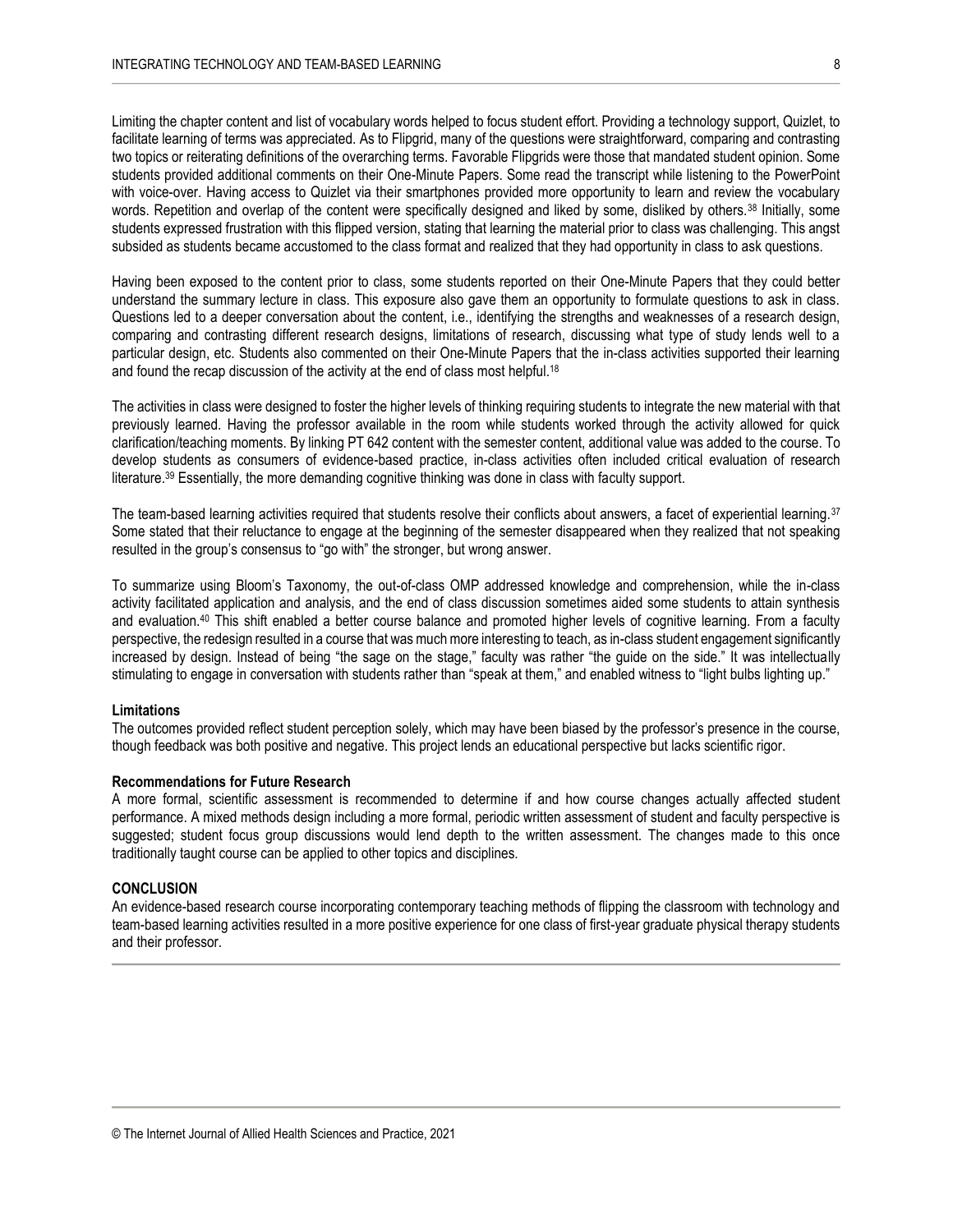Limiting the chapter content and list of vocabulary words helped to focus student effort. Providing a technology support, Quizlet, to facilitate learning of terms was appreciated. As to Flipgrid, many of the questions were straightforward, comparing and contrasting two topics or reiterating definitions of the overarching terms. Favorable Flipgrids were those that mandated student opinion. Some students provided additional comments on their One-Minute Papers. Some read the transcript while listening to the PowerPoint with voice-over. Having access to Quizlet via their smartphones provided more opportunity to learn and review the vocabulary words. Repetition and overlap of the content were specifically designed and liked by some, disliked by others.[38] Initially, some students expressed frustration with this flipped version, stating that learning the material prior to class was challenging. This angst subsided as students became accustomed to the class format and realized that they had opportunity in class to ask questions.

Having been exposed to the content prior to class, some students reported on their One-Minute Papers that they could better understand the summary lecture in class. This exposure also gave them an opportunity to formulate questions to ask in class. Questions led to a deeper conversation about the content, i.e., identifying the strengths and weaknesses of a research design, comparing and contrasting different research designs, limitations of research, discussing what type of study lends well to a particular design, etc. Students also commented on their One-Minute Papers that the in-class activities supported their learning and found the recap discussion of the activity at the end of class most helpful.[18]

The activities in class were designed to foster the higher levels of thinking requiring students to integrate the new material with that previously learned. Having the professor available in the room while students worked through the activity allowed for quick clarification/teaching moments. By linking PT 642 content with the semester content, additional value was added to the course. To develop students as consumers of evidence-based practice, in-class activities often included critical evaluation of research literature.[39] Essentially, the more demanding cognitive thinking was done in class with faculty support.

The team-based learning activities required that students resolve their conflicts about answers, a facet of experiential learning.[37] Some stated that their reluctance to engage at the beginning of the semester disappeared when they realized that not speaking resulted in the group's consensus to "go with" the stronger, but wrong answer.

To summarize using Bloom's Taxonomy, the out-of-class OMP addressed knowledge and comprehension, while the in-class activity facilitated application and analysis, and the end of class discussion sometimes aided some students to attain synthesis and evaluation.[40] This shift enabled a better course balance and promoted higher levels of cognitive learning. From a faculty perspective, the redesign resulted in a course that was much more interesting to teach, as in-class student engagement significantly increased by design. Instead of being "the sage on the stage," faculty was rather "the guide on the side." It was intellectually stimulating to engage in conversation with students rather than "speak at them," and enabled witness to "light bulbs lighting up."

**Limitations**

The outcomes provided reflect student perception solely, which may have been biased by the professor's presence in the course, though feedback was both positive and negative. This project lends an educational perspective but lacks scientific rigor.

**Recommendations for Future Research**

A more formal, scientific assessment is recommended to determine if and how course changes actually affected student performance. A mixed methods design including a more formal, periodic written assessment of student and faculty perspective is suggested; student focus group discussions would lend depth to the written assessment. The changes made to this once traditionally taught course can be applied to other topics and disciplines.

## CONCLUSION

An evidence-based research course incorporating contemporary teaching methods of flipping the classroom with technology and team-based learning activities resulted in a more positive experience for one class of first-year graduate physical therapy students and their professor.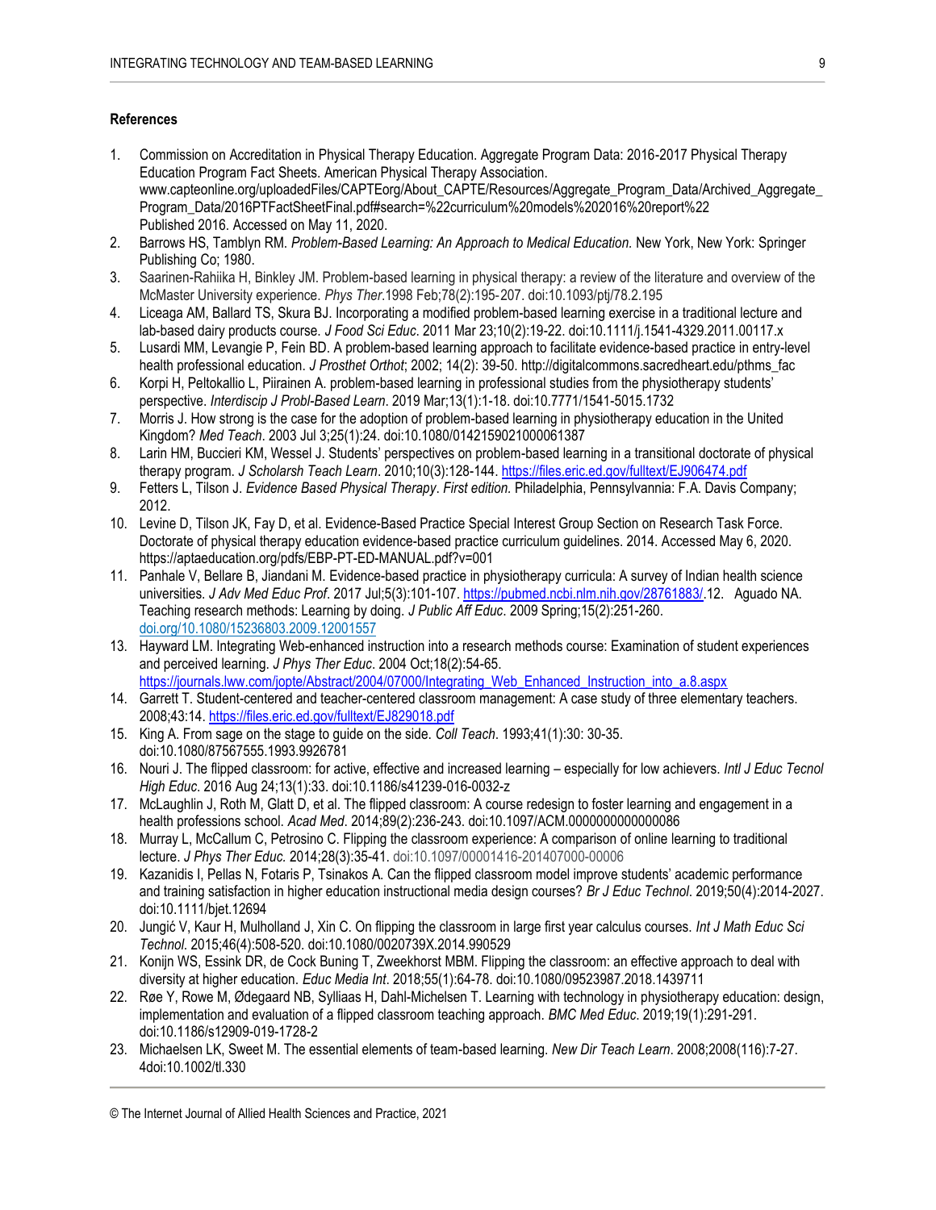**References**

1. Commission on Accreditation in Physical Therapy Education. Aggregate Program Data: 2016-2017 Physical Therapy Education Program Fact Sheets. American Physical Therapy Association. www.capteonline.org/uploadedFiles/CAPTEorg/About_CAPTE/Resources/Aggregate_Program_Data/Archived_Aggregate_Program_Data/2016PTFactSheetFinal.pdf#search=%22curriculum%20models%202016%20report%22 Published 2016. Accessed on May 11, 2020.
2. Barrows HS, Tamblyn RM. *Problem-Based Learning: An Approach to Medical Education.* New York, New York: Springer Publishing Co; 1980.
3. Saarinen-Rahiika H, Binkley JM. Problem-based learning in physical therapy: a review of the literature and overview of the McMaster University experience. *Phys Ther*.1998 Feb;78(2):195-207. doi:10.1093/ptj/78.2.195
4. Liceaga AM, Ballard TS, Skura BJ. Incorporating a modified problem-based learning exercise in a traditional lecture and lab-based dairy products course. *J Food Sci Educ*. 2011 Mar 23;10(2):19-22. doi:10.1111/j.1541-4329.2011.00117.x
5. Lusardi MM, Levangie P, Fein BD. A problem-based learning approach to facilitate evidence-based practice in entry-level health professional education. *J Prosthet Orthot*; 2002; 14(2): 39-50. http://digitalcommons.sacredheart.edu/pthms_fac
6. Korpi H, Peltokallio L, Piirainen A. problem-based learning in professional studies from the physiotherapy students' perspective. *Interdiscip J Probl-Based Learn*. 2019 Mar;13(1):1-18. doi:10.7771/1541-5015.1732
7. Morris J. How strong is the case for the adoption of problem-based learning in physiotherapy education in the United Kingdom? *Med Teach*. 2003 Jul 3;25(1):24. doi:10.1080/0142159021000061387
8. Larin HM, Buccieri KM, Wessel J. Students' perspectives on problem-based learning in a transitional doctorate of physical therapy program. *J Scholarsh Teach Learn*. 2010;10(3):128-144. https://files.eric.ed.gov/fulltext/EJ906474.pdf
9. Fetters L, Tilson J. *Evidence Based Physical Therapy*. *First edition.* Philadelphia, Pennsylvannia: F.A. Davis Company; 2012.
10. Levine D, Tilson JK, Fay D, et al. Evidence-Based Practice Special Interest Group Section on Research Task Force. Doctorate of physical therapy education evidence-based practice curriculum guidelines. 2014. Accessed May 6, 2020. https://aptaeducation.org/pdfs/EBP-PT-ED-MANUAL.pdf?v=001
11. Panhale V, Bellare B, Jiandani M. Evidence-based practice in physiotherapy curricula: A survey of Indian health science universities. *J Adv Med Educ Prof*. 2017 Jul;5(3):101-107. https://pubmed.ncbi.nlm.nih.gov/28761883/.12. Aguado NA. Teaching research methods: Learning by doing. *J Public Aff Educ*. 2009 Spring;15(2):251-260. doi.org/10.1080/15236803.2009.12001557
13. Hayward LM. Integrating Web-enhanced instruction into a research methods course: Examination of student experiences and perceived learning. *J Phys Ther Educ*. 2004 Oct;18(2):54-65. https://journals.lww.com/jopte/Abstract/2004/07000/Integrating_Web_Enhanced_Instruction_into_a.8.aspx
14. Garrett T. Student-centered and teacher-centered classroom management: A case study of three elementary teachers. 2008;43:14. https://files.eric.ed.gov/fulltext/EJ829018.pdf
15. King A. From sage on the stage to guide on the side. *Coll Teach*. 1993;41(1):30: 30-35. doi:10.1080/87567555.1993.9926781
16. Nouri J. The flipped classroom: for active, effective and increased learning – especially for low achievers. *Intl J Educ Tecnol High Educ*. 2016 Aug 24;13(1):33. doi:10.1186/s41239-016-0032-z
17. McLaughlin J, Roth M, Glatt D, et al. The flipped classroom: A course redesign to foster learning and engagement in a health professions school. *Acad Med*. 2014;89(2):236-243. doi:10.1097/ACM.0000000000000086
18. Murray L, McCallum C, Petrosino C. Flipping the classroom experience: A comparison of online learning to traditional lecture. *J Phys Ther Educ.* 2014;28(3):35-41. doi:10.1097/00001416-201407000-00006
19. Kazanidis I, Pellas N, Fotaris P, Tsinakos A. Can the flipped classroom model improve students' academic performance and training satisfaction in higher education instructional media design courses? *Br J Educ Technol*. 2019;50(4):2014-2027. doi:10.1111/bjet.12694
20. Jungić V, Kaur H, Mulholland J, Xin C. On flipping the classroom in large first year calculus courses. *Int J Math Educ Sci Technol.* 2015;46(4):508-520. doi:10.1080/0020739X.2014.990529
21. Konijn WS, Essink DR, de Cock Buning T, Zweekhorst MBM. Flipping the classroom: an effective approach to deal with diversity at higher education. *Educ Media Int*. 2018;55(1):64-78. doi:10.1080/09523987.2018.1439711
22. Røe Y, Rowe M, Ødegaard NB, Sylliaas H, Dahl-Michelsen T. Learning with technology in physiotherapy education: design, implementation and evaluation of a flipped classroom teaching approach. *BMC Med Educ*. 2019;19(1):291-291. doi:10.1186/s12909-019-1728-2
23. Michaelsen LK, Sweet M. The essential elements of team-based learning. *New Dir Teach Learn*. 2008;2008(116):7-27. 4doi:10.1002/tl.330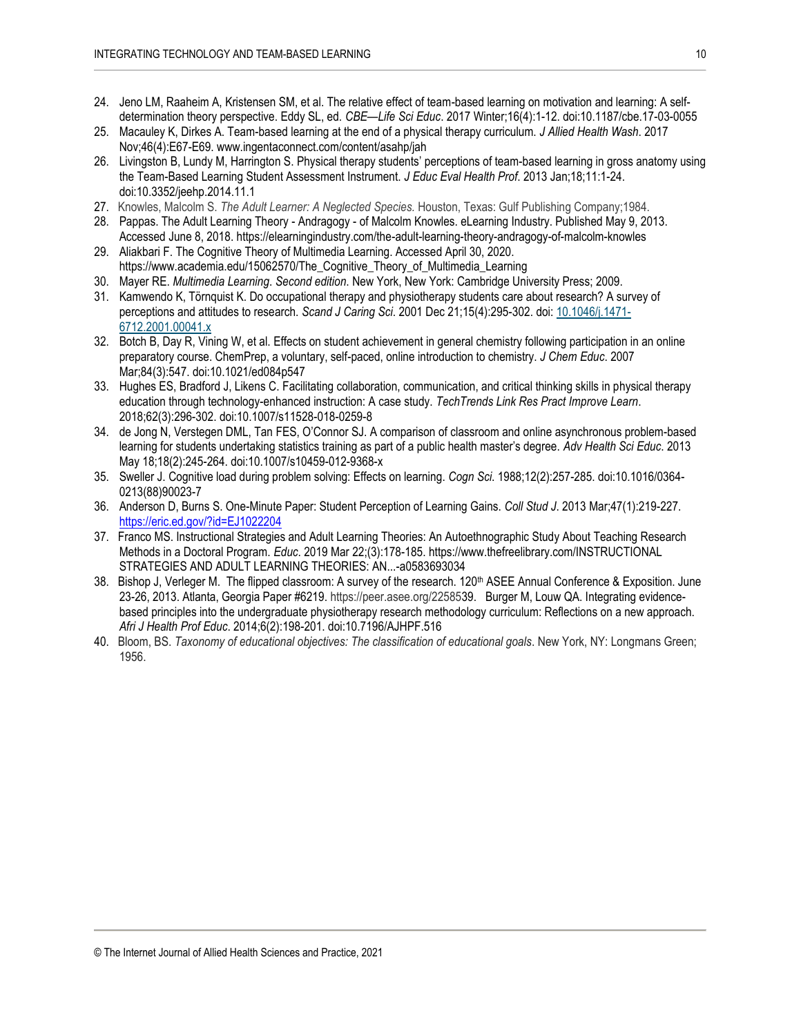24. Jeno LM, Raaheim A, Kristensen SM, et al. The relative effect of team-based learning on motivation and learning: A self-determination theory perspective. Eddy SL, ed. *CBE—Life Sci Educ*. 2017 Winter;16(4):1-12. doi:10.1187/cbe.17-03-0055
25. Macauley K, Dirkes A. Team-based learning at the end of a physical therapy curriculum. *J Allied Health Wash*. 2017 Nov;46(4):E67-E69. www.ingentaconnect.com/content/asahp/jah
26. Livingston B, Lundy M, Harrington S. Physical therapy students' perceptions of team-based learning in gross anatomy using the Team-Based Learning Student Assessment Instrument. *J Educ Eval Health Prof*. 2013 Jan;18;11:1-24. doi:10.3352/jeehp.2014.11.1
27. Knowles, Malcolm S. *The Adult Learner: A Neglected Species.* Houston, Texas: Gulf Publishing Company;1984.
28. Pappas. The Adult Learning Theory - Andragogy - of Malcolm Knowles. eLearning Industry. Published May 9, 2013. Accessed June 8, 2018. https://elearningindustry.com/the-adult-learning-theory-andragogy-of-malcolm-knowles
29. Aliakbari F. The Cognitive Theory of Multimedia Learning. Accessed April 30, 2020. https://www.academia.edu/15062570/The_Cognitive_Theory_of_Multimedia_Learning
30. Mayer RE. *Multimedia Learning. Second edition.* New York, New York: Cambridge University Press; 2009.
31. Kamwendo K, Törnquist K. Do occupational therapy and physiotherapy students care about research? A survey of perceptions and attitudes to research. *Scand J Caring Sci*. 2001 Dec 21;15(4):295-302. doi: 10.1046/j.1471-6712.2001.00041.x
32. Botch B, Day R, Vining W, et al. Effects on student achievement in general chemistry following participation in an online preparatory course. ChemPrep, a voluntary, self-paced, online introduction to chemistry. *J Chem Educ*. 2007 Mar;84(3):547. doi:10.1021/ed084p547
33. Hughes ES, Bradford J, Likens C. Facilitating collaboration, communication, and critical thinking skills in physical therapy education through technology-enhanced instruction: A case study. *TechTrends Link Res Pract Improve Learn*. 2018;62(3):296-302. doi:10.1007/s11528-018-0259-8
34. de Jong N, Verstegen DML, Tan FES, O'Connor SJ. A comparison of classroom and online asynchronous problem-based learning for students undertaking statistics training as part of a public health master's degree. *Adv Health Sci Educ*. 2013 May 18;18(2):245-264. doi:10.1007/s10459-012-9368-x
35. Sweller J. Cognitive load during problem solving: Effects on learning. *Cogn Sci*. 1988;12(2):257-285. doi:10.1016/0364-0213(88)90023-7
36. Anderson D, Burns S. One-Minute Paper: Student Perception of Learning Gains. *Coll Stud J*. 2013 Mar;47(1):219-227. https://eric.ed.gov/?id=EJ1022204
37. Franco MS. Instructional Strategies and Adult Learning Theories: An Autoethnographic Study About Teaching Research Methods in a Doctoral Program. *Educ*. 2019 Mar 22;(3):178-185. https://www.thefreelibrary.com/INSTRUCTIONAL STRATEGIES AND ADULT LEARNING THEORIES: AN...-a0583693034
38. Bishop J, Verleger M. The flipped classroom: A survey of the research. 120th ASEE Annual Conference & Exposition. June 23-26, 2013. Atlanta, Georgia Paper #6219. https://peer.asee.org/2258539. Burger M, Louw QA. Integrating evidence-based principles into the undergraduate physiotherapy research methodology curriculum: Reflections on a new approach. *Afri J Health Prof Educ*. 2014;6(2):198-201. doi:10.7196/AJHPF.516
40. Bloom, BS. *Taxonomy of educational objectives: The classification of educational goals*. New York, NY: Longmans Green; 1956.